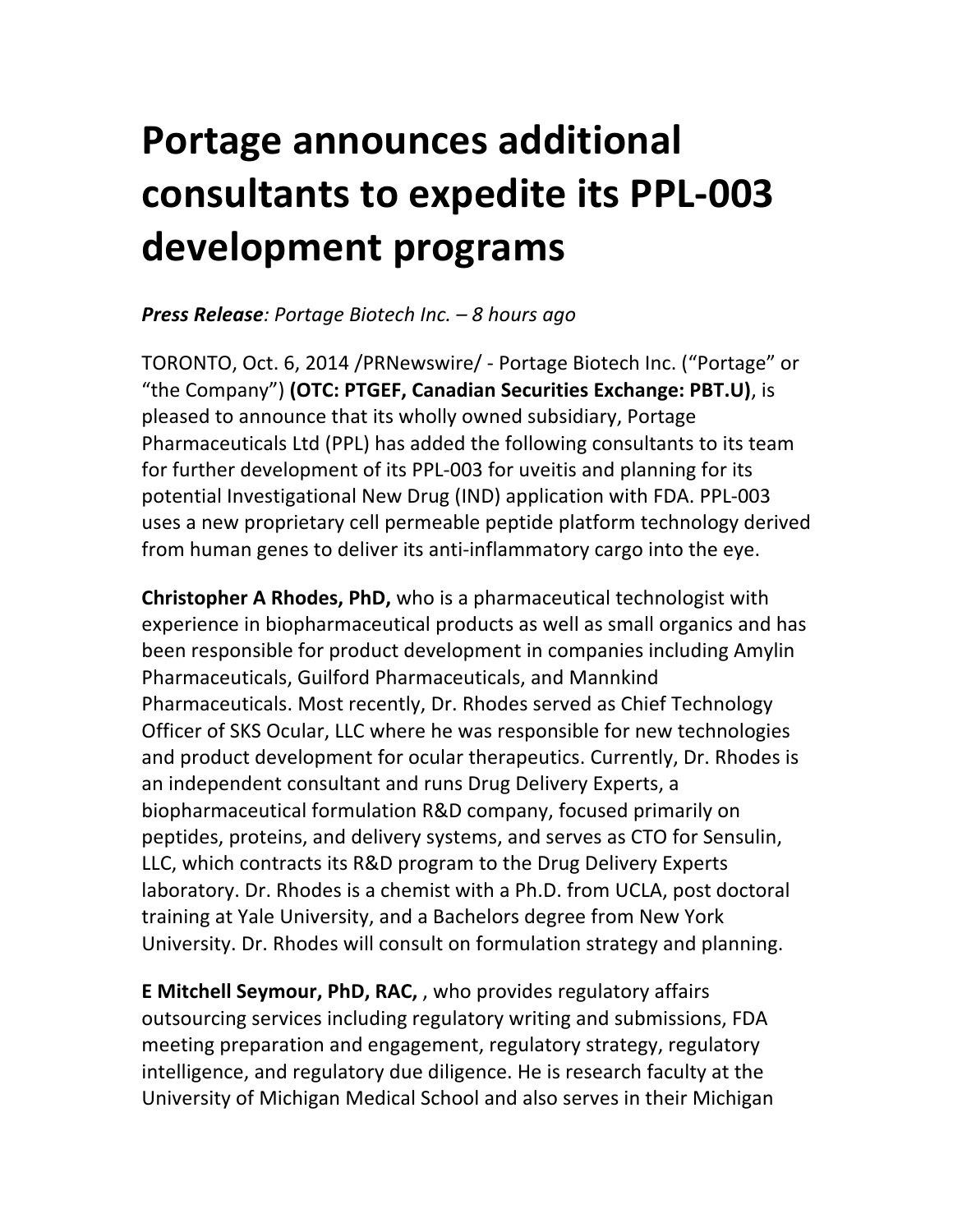# Portage announces additional consultants to expedite its PPL-003 development programs

***Press Release**: Portage Biotech Inc. – 8 hours ago*

TORONTO, Oct. 6, 2014 /PRNewswire/ - Portage Biotech Inc. ("Portage" or "the Company") **(OTC: PTGEF, Canadian Securities Exchange: PBT.U)**, is pleased to announce that its wholly owned subsidiary, Portage Pharmaceuticals Ltd (PPL) has added the following consultants to its team for further development of its PPL-003 for uveitis and planning for its potential Investigational New Drug (IND) application with FDA. PPL-003 uses a new proprietary cell permeable peptide platform technology derived from human genes to deliver its anti-inflammatory cargo into the eye.

**Christopher A Rhodes, PhD,** who is a pharmaceutical technologist with experience in biopharmaceutical products as well as small organics and has been responsible for product development in companies including Amylin Pharmaceuticals, Guilford Pharmaceuticals, and Mannkind Pharmaceuticals. Most recently, Dr. Rhodes served as Chief Technology Officer of SKS Ocular, LLC where he was responsible for new technologies and product development for ocular therapeutics. Currently, Dr. Rhodes is an independent consultant and runs Drug Delivery Experts, a biopharmaceutical formulation R&D company, focused primarily on peptides, proteins, and delivery systems, and serves as CTO for Sensulin, LLC, which contracts its R&D program to the Drug Delivery Experts laboratory. Dr. Rhodes is a chemist with a Ph.D. from UCLA, post doctoral training at Yale University, and a Bachelors degree from New York University. Dr. Rhodes will consult on formulation strategy and planning.

**E Mitchell Seymour, PhD, RAC,** , who provides regulatory affairs outsourcing services including regulatory writing and submissions, FDA meeting preparation and engagement, regulatory strategy, regulatory intelligence, and regulatory due diligence. He is research faculty at the University of Michigan Medical School and also serves in their Michigan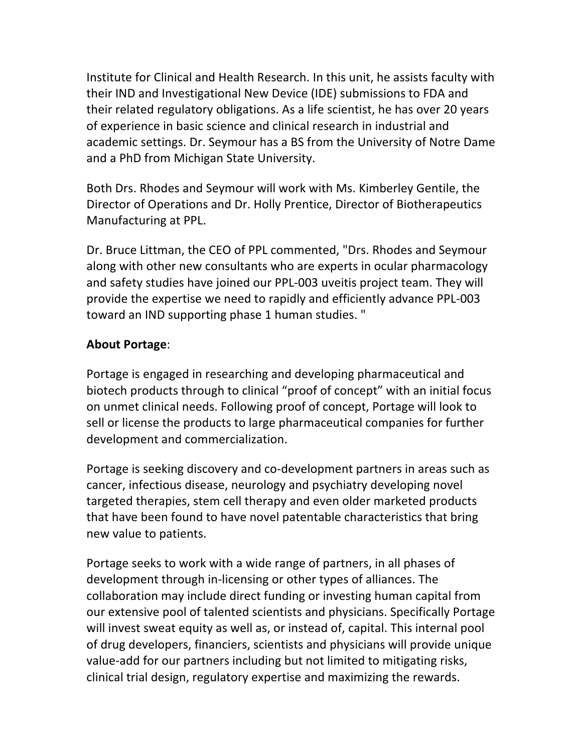Institute for Clinical and Health Research. In this unit, he assists faculty with their IND and Investigational New Device (IDE) submissions to FDA and their related regulatory obligations. As a life scientist, he has over 20 years of experience in basic science and clinical research in industrial and academic settings. Dr. Seymour has a BS from the University of Notre Dame and a PhD from Michigan State University.

Both Drs. Rhodes and Seymour will work with Ms. Kimberley Gentile, the Director of Operations and Dr. Holly Prentice, Director of Biotherapeutics Manufacturing at PPL.

Dr. Bruce Littman, the CEO of PPL commented, "Drs. Rhodes and Seymour along with other new consultants who are experts in ocular pharmacology and safety studies have joined our PPL-003 uveitis project team. They will provide the expertise we need to rapidly and efficiently advance PPL-003 toward an IND supporting phase 1 human studies. "

**About Portage**:

Portage is engaged in researching and developing pharmaceutical and biotech products through to clinical "proof of concept" with an initial focus on unmet clinical needs. Following proof of concept, Portage will look to sell or license the products to large pharmaceutical companies for further development and commercialization.

Portage is seeking discovery and co-development partners in areas such as cancer, infectious disease, neurology and psychiatry developing novel targeted therapies, stem cell therapy and even older marketed products that have been found to have novel patentable characteristics that bring new value to patients.

Portage seeks to work with a wide range of partners, in all phases of development through in-licensing or other types of alliances. The collaboration may include direct funding or investing human capital from our extensive pool of talented scientists and physicians. Specifically Portage will invest sweat equity as well as, or instead of, capital. This internal pool of drug developers, financiers, scientists and physicians will provide unique value-add for our partners including but not limited to mitigating risks, clinical trial design, regulatory expertise and maximizing the rewards.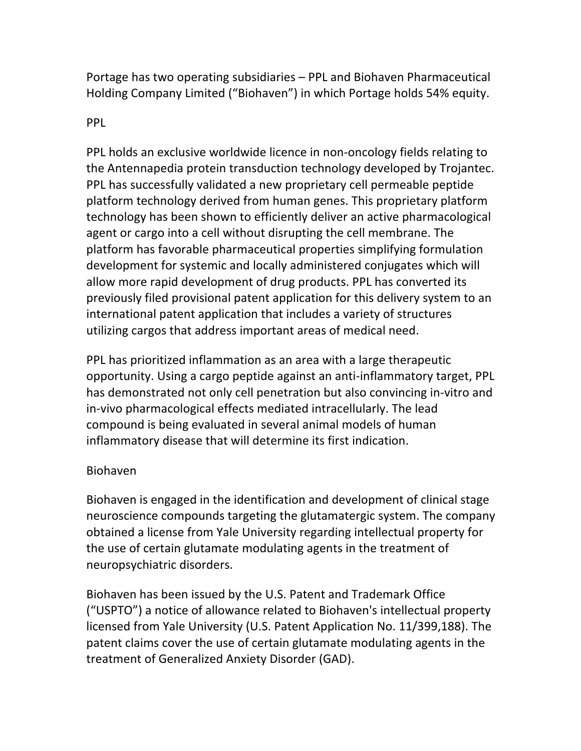Portage has two operating subsidiaries – PPL and Biohaven Pharmaceutical Holding Company Limited (“Biohaven”) in which Portage holds 54% equity.

## PPL

PPL holds an exclusive worldwide licence in non-oncology fields relating to the Antennapedia protein transduction technology developed by Trojantec. PPL has successfully validated a new proprietary cell permeable peptide platform technology derived from human genes. This proprietary platform technology has been shown to efficiently deliver an active pharmacological agent or cargo into a cell without disrupting the cell membrane. The platform has favorable pharmaceutical properties simplifying formulation development for systemic and locally administered conjugates which will allow more rapid development of drug products. PPL has converted its previously filed provisional patent application for this delivery system to an international patent application that includes a variety of structures utilizing cargos that address important areas of medical need.

PPL has prioritized inflammation as an area with a large therapeutic opportunity. Using a cargo peptide against an anti-inflammatory target, PPL has demonstrated not only cell penetration but also convincing in-vitro and in-vivo pharmacological effects mediated intracellularly. The lead compound is being evaluated in several animal models of human inflammatory disease that will determine its first indication.

## Biohaven

Biohaven is engaged in the identification and development of clinical stage neuroscience compounds targeting the glutamatergic system. The company obtained a license from Yale University regarding intellectual property for the use of certain glutamate modulating agents in the treatment of neuropsychiatric disorders.

Biohaven has been issued by the U.S. Patent and Trademark Office (“USPTO”) a notice of allowance related to Biohaven's intellectual property licensed from Yale University (U.S. Patent Application No. 11/399,188). The patent claims cover the use of certain glutamate modulating agents in the treatment of Generalized Anxiety Disorder (GAD).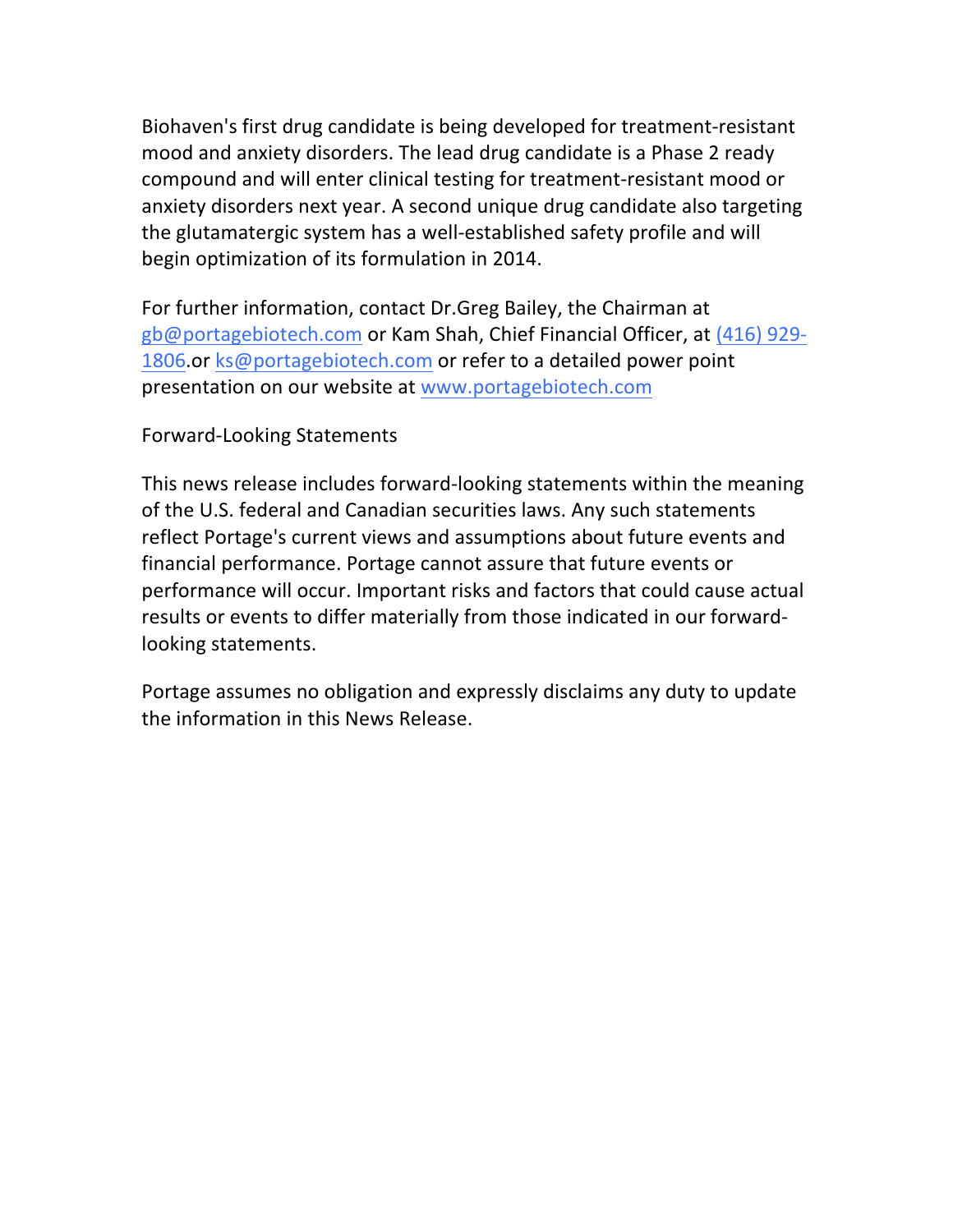Biohaven's first drug candidate is being developed for treatment-resistant mood and anxiety disorders. The lead drug candidate is a Phase 2 ready compound and will enter clinical testing for treatment-resistant mood or anxiety disorders next year. A second unique drug candidate also targeting the glutamatergic system has a well-established safety profile and will begin optimization of its formulation in 2014.

For further information, contact Dr.Greg Bailey, the Chairman at gb@portagebiotech.com or Kam Shah, Chief Financial Officer, at (416) 929-1806.or ks@portagebiotech.com or refer to a detailed power point presentation on our website at www.portagebiotech.com

Forward-Looking Statements

This news release includes forward-looking statements within the meaning of the U.S. federal and Canadian securities laws. Any such statements reflect Portage's current views and assumptions about future events and financial performance. Portage cannot assure that future events or performance will occur. Important risks and factors that could cause actual results or events to differ materially from those indicated in our forward-looking statements.

Portage assumes no obligation and expressly disclaims any duty to update the information in this News Release.